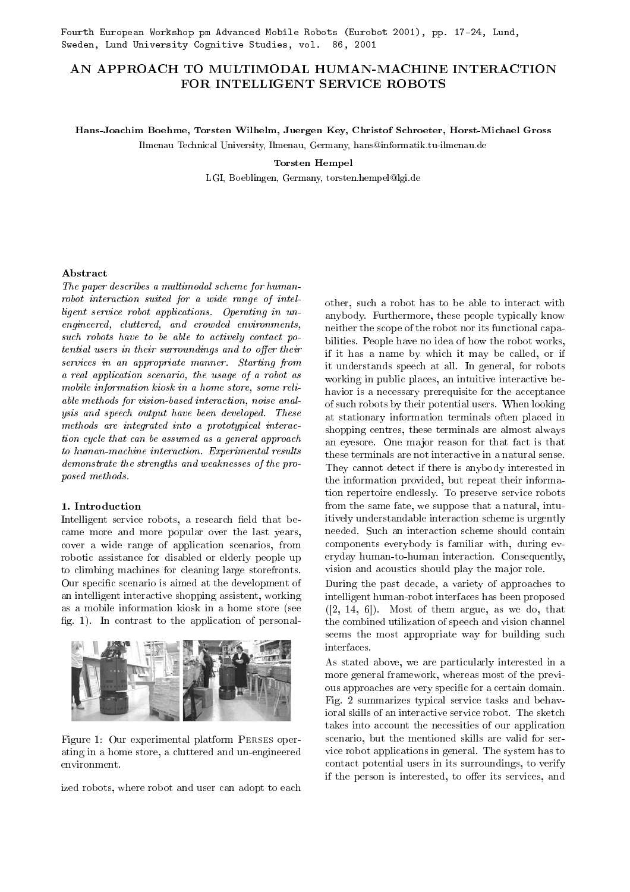Fourth European Workshop pm Advanced Mobile Robots (Eurobot 2001), pp. 17-24, Lund, Sweden, Lund University Cognitive Studies, vol. 86, 2001

# AN APPROACH TO MULTIMODAL HUMAN-MACHINE INTERACTION FOR INTELLIGENT SERVICE ROBOTS

**Hans-Joachim Boehme, Torsten Wilhelm, Juergen Key, Christof Schroeter, Horst-Michael Gross**

Ilmenau Technical University, Ilmenau, Germany, hans@informatik.tu-ilmenau.de

**Torsten Hempel**

LGI, Boeblingen, Germany, torsten.hempel@lgi.de

### Abstract

*The paper describes a multimodal scheme for human-robot interaction suited for a wide range of intelligent service robot applications. Operating in unengineered, cluttered, and crowded environments, such robots have to be able to actively contact potential users in their surroundings and to offer their services in an appropriate manner. Starting from a real application scenario, the usage of a robot as mobile information kiosk in a home store, some reliable methods for vision-based interaction, noise analysis and speech output have been developed. These methods are integrated into a prototypical interaction cycle that can be assumed as a general approach to human-machine interaction. Experimental results demonstrate the strengths and weaknesses of the proposed methods.*

## 1. Introduction

Intelligent service robots, a research field that became more and more popular over the last years, cover a wide range of application scenarios, from robotic assistance for disabled or elderly people up to climbing machines for cleaning large storefronts. Our specific scenario is aimed at the development of an intelligent interactive shopping assistent, working as a mobile information kiosk in a home store (see fig. 1). In contrast to the application of personalized robots, where robot and user can adopt to each other, such a robot has to be able to interact with anybody. Furthermore, these people typically know neither the scope of the robot nor its functional capabilities. People have no idea of how the robot works, if it has a name by which it may be called, or if it understands speech at all. In general, for robots working in public places, an intuitive interactive behavior is a necessary prerequisite for the acceptance of such robots by their potential users. When looking at stationary information terminals often placed in shopping centres, these terminals are almost always an eyesore. One major reason for that fact is that these terminals are not interactive in a natural sense. They cannot detect if there is anybody interested in the information provided, but repeat their information repertoire endlessly. To preserve service robots from the same fate, we suppose that a natural, intuitively understandable interaction scheme is urgently needed. Such an interaction scheme should contain components everybody is familiar with, during everyday human-to-human interaction. Consequently, vision and acoustics should play the major role.

Figure 1: Our experimental platform Perses operating in a home store, a cluttered and un-engineered environment.

During the past decade, a variety of approaches to intelligent human-robot interfaces has been proposed ([2, 14, 6]). Most of them argue, as we do, that the combined utilization of speech and vision channel seems the most appropriate way for building such interfaces.

As stated above, we are particularly interested in a more general framework, whereas most of the previous approaches are very specific for a certain domain. Fig. 2 summarizes typical service tasks and behavioral skills of an interactive service robot. The sketch takes into account the necessities of our application scenario, but the mentioned skills are valid for service robot applications in general. The system has to contact potential users in its surroundings, to verify if the person is interested, to offer its services, and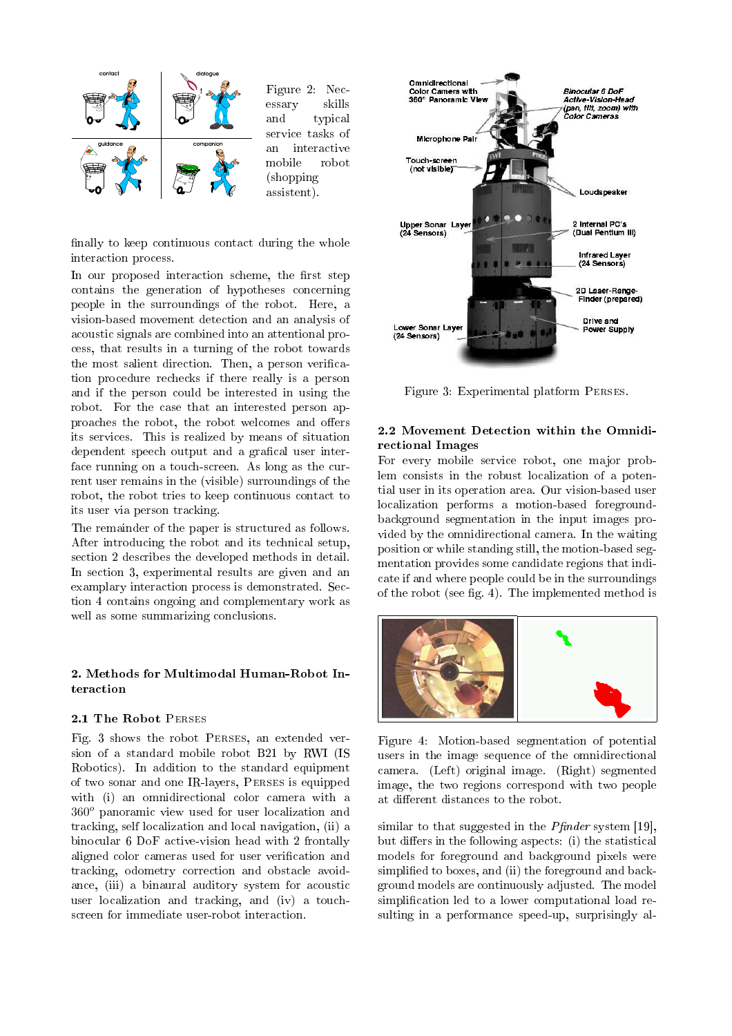Figure 2: Necessary skills and typical service tasks of an interactive mobile robot (shopping assistent).

finally to keep continuous contact during the whole interaction process.

In our proposed interaction scheme, the first step contains the generation of hypotheses concerning people in the surroundings of the robot. Here, a vision-based movement detection and an analysis of acoustic signals are combined into an attentional process, that results in a turning of the robot towards the most salient direction. Then, a person verification procedure rechecks if there really is a person and if the person could be interested in using the robot. For the case that an interested person approaches the robot, the robot welcomes and offers its services. This is realized by means of situation dependent speech output and a grafical user interface running on a touch-screen. As long as the current user remains in the (visible) surroundings of the robot, the robot tries to keep continuous contact to its user via person tracking.

The remainder of the paper is structured as follows. After introducing the robot and its technical setup, section 2 describes the developed methods in detail. In section 3, experimental results are given and an examplary interaction process is demonstrated. Section 4 contains ongoing and complementary work as well as some summarizing conclusions.

## 2. Methods for Multimodal Human-Robot Interaction

### 2.1 The Robot Perses

Fig. 3 shows the robot Perses, an extended version of a standard mobile robot B21 by RWI (IS Robotics). In addition to the standard equipment of two sonar and one IR-layers, Perses is equipped with (i) an omnidirectional color camera with a $360^o$ panoramic view used for user localization and tracking, self localization and local navigation, (ii) a binocular 6 DoF active-vision head with 2 frontally aligned color cameras used for user verification and tracking, odometry correction and obstacle avoidance, (iii) a binaural auditory system for acoustic user localization and tracking, and (iv) a touch-screen for immediate user-robot interaction.

Figure 3: Experimental platform Perses.

### 2.2 Movement Detection within the Omnidirectional Images

For every mobile service robot, one major problem consists in the robust localization of a potential user in its operation area. Our vision-based user localization performs a motion-based foreground-background segmentation in the input images provided by the omnidirectional camera. In the waiting position or while standing still, the motion-based segmentation provides some candidate regions that indicate if and where people could be in the surroundings of the robot (see fig. 4). The implemented method is

Figure 4: Motion-based segmentation of potential users in the image sequence of the omnidirectional camera. (Left) original image. (Right) segmented image, the two regions correspond with two people at different distances to the robot.

similar to that suggested in the *Pfinder* system [19], but differs in the following aspects: (i) the statistical models for foreground and background pixels were simplified to boxes, and (ii) the foreground and background models are continuously adjusted. The model simplification led to a lower computational load resulting in a performance speed-up, surprisingly al-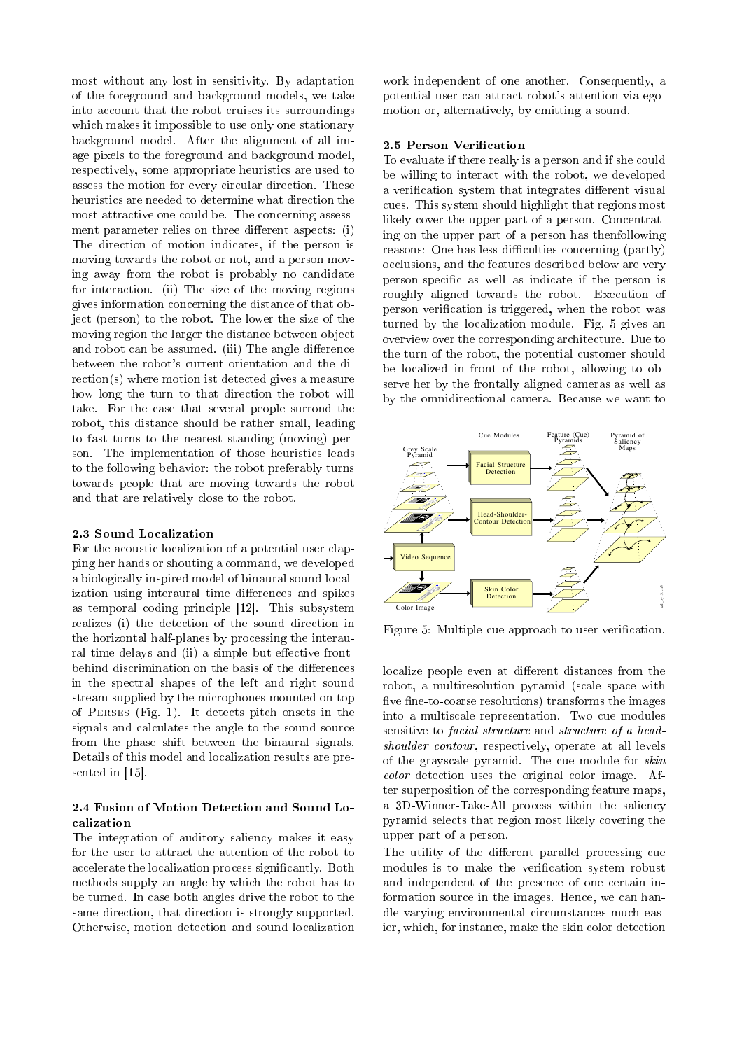most without any lost in sensitivity. By adaptation of the foreground and background models, we take into account that the robot cruises its surroundings which makes it impossible to use only one stationary background model. After the alignment of all image pixels to the foreground and background model, respectively, some appropriate heuristics are used to assess the motion for every circular direction. These heuristics are needed to determine what direction the most attractive one could be. The concerning assessment parameter relies on three different aspects: (i) The direction of motion indicates, if the person is moving towards the robot or not, and a person moving away from the robot is probably no candidate for interaction. (ii) The size of the moving regions gives information concerning the distance of that object (person) to the robot. The lower the size of the moving region the larger the distance between object and robot can be assumed. (iii) The angle difference between the robot's current orientation and the direction(s) where motion ist detected gives a measure how long the turn to that direction the robot will take. For the case that several people surround the robot, this distance should be rather small, leading to fast turns to the nearest standing (moving) person. The implementation of those heuristics leads to the following behavior: the robot preferably turns towards people that are moving towards the robot and that are relatively close to the robot.

### 2.3 Sound Localization

For the acoustic localization of a potential user clapping her hands or shouting a command, we developed a biologically inspired model of binaural sound localization using interaural time differences and spikes as temporal coding principle [12]. This subsystem realizes (i) the detection of the sound direction in the horizontal half-planes by processing the interaural time-delays and (ii) a simple but effective front-behind discrimination on the basis of the differences in the spectral shapes of the left and right sound stream supplied by the microphones mounted on top of Perses (Fig. 1). It detects pitch onsets in the signals and calculates the angle to the sound source from the phase shift between the binaural signals. Details of this model and localization results are presented in [15].

### 2.4 Fusion of Motion Detection and Sound Localization

The integration of auditory saliency makes it easy for the user to attract the attention of the robot to accelerate the localization process significantly. Both methods supply an angle by which the robot has to be turned. In case both angles drive the robot to the same direction, that direction is strongly supported. Otherwise, motion detection and sound localization work independent of one another. Consequently, a potential user can attract robot's attention via egomotion or, alternatively, by emitting a sound.

### 2.5 Person Verification

To evaluate if there really is a person and if she could be willing to interact with the robot, we developed a verification system that integrates different visual cues. This system should highlight that regions most likely cover the upper part of a person. Concentrating on the upper part of a person has thenfollowing reasons: One has less difficulties concerning (partly) occlusions, and the features described below are very person-specific as well as indicate if the person is roughly aligned towards the robot. Execution of person verification is triggered, when the robot was turned by the localization module. Fig. 5 gives an overview over the corresponding architecture. Due to the turn of the robot, the potential customer should be localized in front of the robot, allowing to observe her by the frontally aligned cameras as well as by the omnidirectional camera. Because we want to localize people even at different distances from the robot, a multiresolution pyramid (scale space with five fine-to-coarse resolutions) transforms the images into a multiscale representation. Two cue modules sensitive to *facial structure* and *structure of a head-shoulder contour*, respectively, operate at all levels of the grayscale pyramid. The cue module for *skin color* detection uses the original color image. After superposition of the corresponding feature maps, a 3D-Winner-Take-All process within the saliency pyramid selects that region most likely covering the upper part of a person.

Figure 5: Multiple-cue approach to user verification.

The utility of the different parallel processing cue modules is to make the verification system robust and independent of the presence of one certain information source in the images. Hence, we can handle varying environmental circumstances much easier, which, for instance, make the skin color detection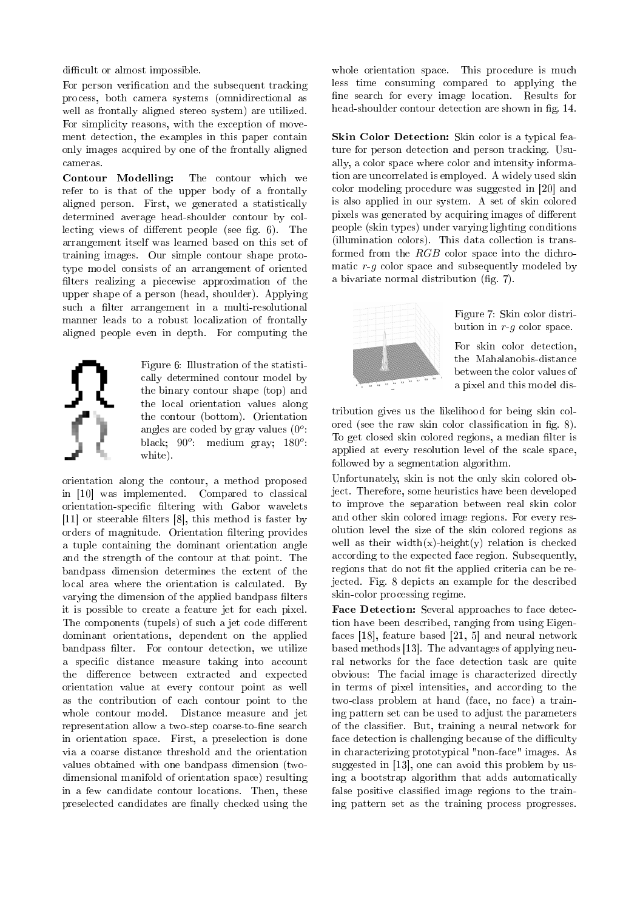difficult or almost impossible.

For person verification and the subsequent tracking process, both camera systems (omnidirectional as well as frontally aligned stereo system) are utilized. For simplicity reasons, with the exception of movement detection, the examples in this paper contain only images acquired by one of the frontally aligned cameras.

**Contour Modelling:** The contour which we refer to is that of the upper body of a frontally aligned person. First, we generated a statistically determined average head-shoulder contour by collecting views of different people (see fig. 6). The arrangement itself was learned based on this set of training images. Our simple contour shape prototype model consists of an arrangement of oriented filters realizing a piecewise approximation of the upper shape of a person (head, shoulder). Applying such a filter arrangement in a multi-resolutional manner leads to a robust localization of frontally aligned people even in depth. For computing the orientation along the contour, a method proposed in [10] was implemented. Compared to classical orientation-specific filtering with Gabor wavelets [11] or steerable filters [8], this method is faster by orders of magnitude. Orientation filtering provides a tuple containing the dominant orientation angle and the strength of the contour at that point. The bandpass dimension determines the extent of the local area where the orientation is calculated. By varying the dimension of the applied bandpass filters it is possible to create a feature jet for each pixel. The components (tupels) of such a jet code different dominant orientations, dependent on the applied bandpass filter. For contour detection, we utilize a specific distance measure taking into account the difference between extracted and expected orientation value at every contour point as well as the contribution of each contour point to the whole contour model. Distance measure and jet representation allow a two-step coarse-to-fine search in orientation space. First, a preselection is done via a coarse distance threshold and the orientation values obtained with one bandpass dimension (two-dimensional manifold of orientation space) resulting in a few candidate contour locations. Then, these preselected candidates are finally checked using the whole orientation space. This procedure is much less time consuming compared to applying the fine search for every image location. Results for head-shoulder contour detection are shown in fig. 14.

Figure 6: Illustration of the statistically determined contour model by the binary contour shape (top) and the local orientation values along the contour (bottom). Orientation angles are coded by gray values ($0^o$: black; $90^o$: medium gray; $180^o$: white).

**Skin Color Detection:** Skin color is a typical feature for person detection and person tracking. Usually, a color space where color and intensity information are uncorrelated is employed. A widely used skin color modeling procedure was suggested in [20] and is also applied in our system. A set of skin colored pixels was generated by acquiring images of different people (skin types) under varying lighting conditions (illumination colors). This data collection is transformed from the $RGB$ color space into the dichromatic $r$-$g$ color space and subsequently modeled by a bivariate normal distribution (fig. 7).

Figure 7: Skin color distribution in $r$-$g$ color space.

For skin color detection, the Mahalanobis-distance between the color values of a pixel and this model distribution gives us the likelihood for being skin colored (see the raw skin color classification in fig. 8). To get closed skin colored regions, a median filter is applied at every resolution level of the scale space, followed by a segmentation algorithm.

Unfortunately, skin is not the only skin colored object. Therefore, some heuristics have been developed to improve the separation between real skin color and other skin colored image regions. For every resolution level the size of the skin colored regions as well as their width(x)-height(y) relation is checked according to the expected face region. Subsequently, regions that do not fit the applied criteria can be rejected. Fig. 8 depicts an example for the described skin-color processing regime.

**Face Detection:** Several approaches to face detection have been described, ranging from using Eigenfaces [18], feature based [21, 5] and neural network based methods [13]. The advantages of applying neural networks for the face detection task are quite obvious: The facial image is characterized directly in terms of pixel intensities, and according to the two-class problem at hand (face, no face) a training pattern set can be used to adjust the parameters of the classifier. But, training a neural network for face detection is challenging because of the difficulty in characterizing prototypical "non-face" images. As suggested in [13], one can avoid this problem by using a bootstrap algorithm that adds automatically false positive classified image regions to the training pattern set as the training process progresses.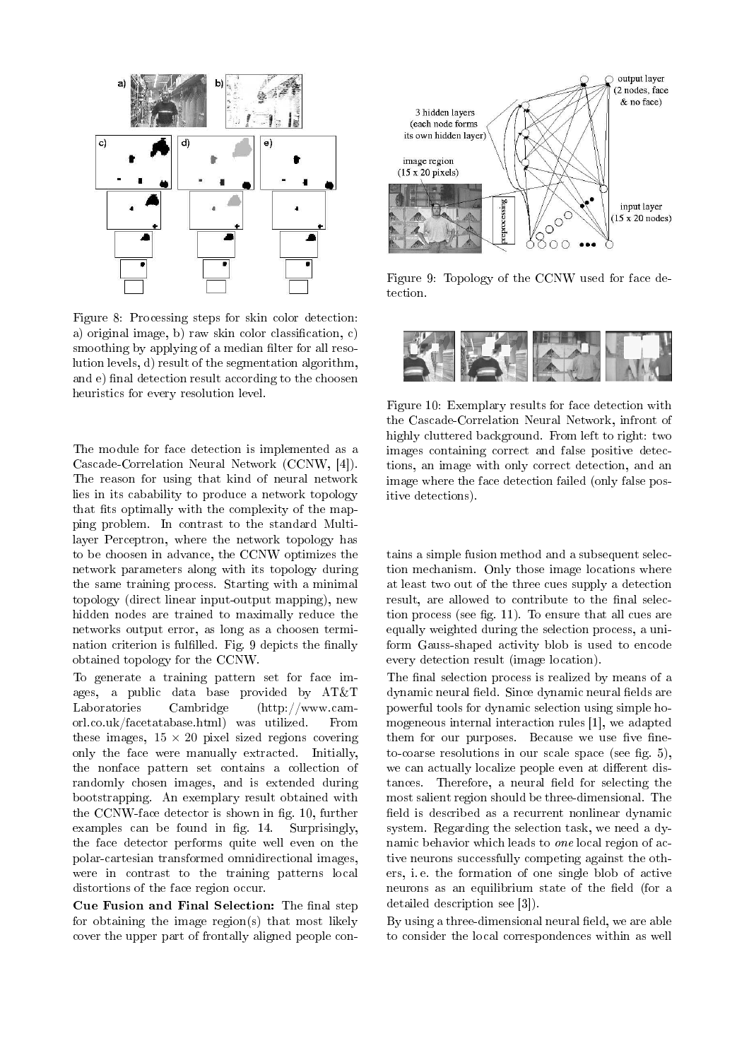Figure 8: Processing steps for skin color detection: a) original image, b) raw skin color classification, c) smoothing by applying of a median filter for all resolution levels, d) result of the segmentation algorithm, and e) final detection result according to the choosen heuristics for every resolution level.

The module for face detection is implemented as a Cascade-Correlation Neural Network (CCNW, [4]). The reason for using that kind of neural network lies in its cabability to produce a network topology that fits optimally with the complexity of the mapping problem. In contrast to the standard Multilayer Perceptron, where the network topology has to be choosen in advance, the CCNW optimizes the network parameters along with its topology during the same training process. Starting with a minimal topology (direct linear input-output mapping), new hidden nodes are trained to maximally reduce the networks output error, as long as a choosen termination criterion is fulfilled. Fig. 9 depicts the finally obtained topology for the CCNW.

To generate a training pattern set for face images, a public data base provided by AT&T Laboratories Cambridge (http://www.cam-orl.co.uk/facetatabase.html) was utilized. From these images, $15 \times 20$ pixel sized regions covering only the face were manually extracted. Initially, the nonface pattern set contains a collection of randomly chosen images, and is extended during bootstrapping. An exemplary result obtained with the CCNW-face detector is shown in fig. 10, further examples can be found in fig. 14. Surprisingly, the face detector performs quite well even on the polar-cartesian transformed omnidirectional images, were in contrast to the training patterns local distortions of the face region occur.

**Cue Fusion and Final Selection:** The final step for obtaining the image region(s) that most likely cover the upper part of frontally aligned people contains a simple fusion method and a subsequent selection mechanism. Only those image locations where at least two out of the three cues supply a detection result, are allowed to contribute to the final selection process (see fig. 11). To ensure that all cues are equally weighted during the selection process, a uniform Gauss-shaped activity blob is used to encode every detection result (image location).

Figure 9: Topology of the CCNW used for face detection.

Figure 10: Exemplary results for face detection with the Cascade-Correlation Neural Network, infront of highly cluttered background. From left to right: two images containing correct and false positive detections, an image with only correct detection, and an image where the face detection failed (only false positive detections).

The final selection process is realized by means of a dynamic neural field. Since dynamic neural fields are powerful tools for dynamic selection using simple homogeneous internal interaction rules [1], we adapted them for our purposes. Because we use five fine-to-coarse resolutions in our scale space (see fig. 5), we can actually localize people even at different distances. Therefore, a neural field for selecting the most salient region should be three-dimensional. The field is described as a recurrent nonlinear dynamic system. Regarding the selection task, we need a dynamic behavior which leads to *one* local region of active neurons successfully competing against the others, i.e. the formation of one single blob of active neurons as an equilibrium state of the field (for a detailed description see [3]).

By using a three-dimensional neural field, we are able to consider the local correspondences within as well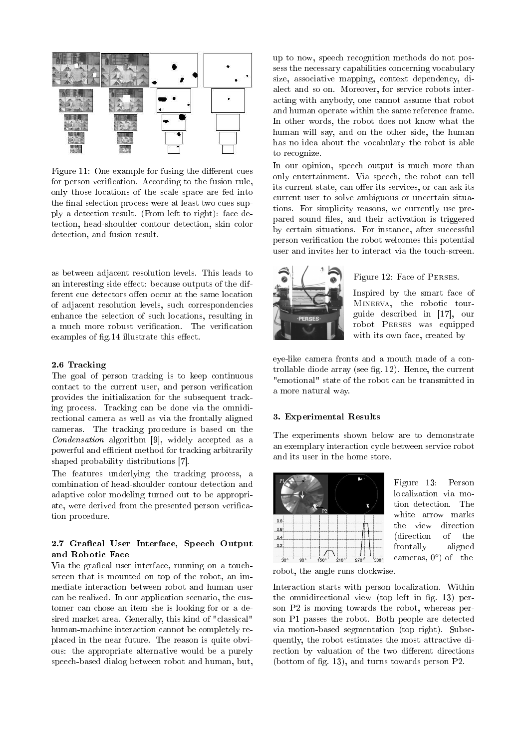Figure 11: One example for fusing the different cues for person verification. According to the fusion rule, only those locations of the scale space are fed into the final selection process were at least two cues supply a detection result. (From left to right): face detection, head-shoulder contour detection, skin color detection, and fusion result.

as between adjacent resolution levels. This leads to an interesting side effect: because outputs of the different cue detectors offen occur at the same location of adjacent resolution levels, such correspondencies enhance the selection of such locations, resulting in a much more robust verification. The verification examples of fig.14 illustrate this effect.

### 2.6 Tracking

The goal of person tracking is to keep continuous contact to the current user, and person verification provides the initialization for the subsequent tracking process. Tracking can be done via the omnidirectional camera as well as via the frontally aligned cameras. The tracking procedure is based on the *Condensation* algorithm [9], widely accepted as a powerful and efficient method for tracking arbitrarily shaped probability distributions [7].

The features underlying the tracking process, a combination of head-shoulder contour detection and adaptive color modeling turned out to be appropriate, were derived from the presented person verification procedure.

### 2.7 Grafical User Interface, Speech Output and Robotic Face

Via the grafical user interface, running on a touch-screen that is mounted on top of the robot, an immediate interaction between robot and human user can be realized. In our application scenario, the customer can chose an item she is looking for or a desired market area. Generally, this kind of "classical" human-machine interaction cannot be completely replaced in the near future. The reason is quite obvious: the appropriate alternative would be a purely speech-based dialog between robot and human, but, up to now, speech recognition methods do not possess the necessary capabilities concerning vocabulary size, associative mapping, context dependency, dialect and so on. Moreover, for service robots interacting with anybody, one cannot assume that robot and human operate within the same reference frame. In other words, the robot does not know what the human will say, and on the other side, the human has no idea about the vocabulary the robot is able to recognize.

In our opinion, speech output is much more than only entertainment. Via speech, the robot can tell its current state, can offer its services, or can ask its current user to solve ambiguous or uncertain situations. For simplicity reasons, we currently use prepared sound files, and their activation is triggered by certain situations. For instance, after successful person verification the robot welcomes this potential user and invites her to interact via the touch-screen.

Figure 12: Face of Perses.

Inspired by the smart face of Minerva, the robotic tourguide described in [17], our robot Perses was equipped with its own face, created by eye-like camera fronts and a mouth made of a controllable diode array (see fig. 12). Hence, the current "emotional" state of the robot can be transmitted in a more natural way.

## 3. Experimental Results

The experiments shown below are to demonstrate an exemplary interaction cycle between service robot and its user in the home store.

Figure 13: Person localization via motion detection. The white arrow marks the view direction (direction of the frontally aligned cameras, $0^o$) of the robot, the angle runs clockwise.

Interaction starts with person localization. Within the omnidirectional view (top left in fig. 13) person P2 is moving towards the robot, whereas person P1 passes the robot. Both people are detected via motion-based segmentation (top right). Subsequently, the robot estimates the most attractive direction by valuation of the two different directions (bottom of fig. 13), and turns towards person P2.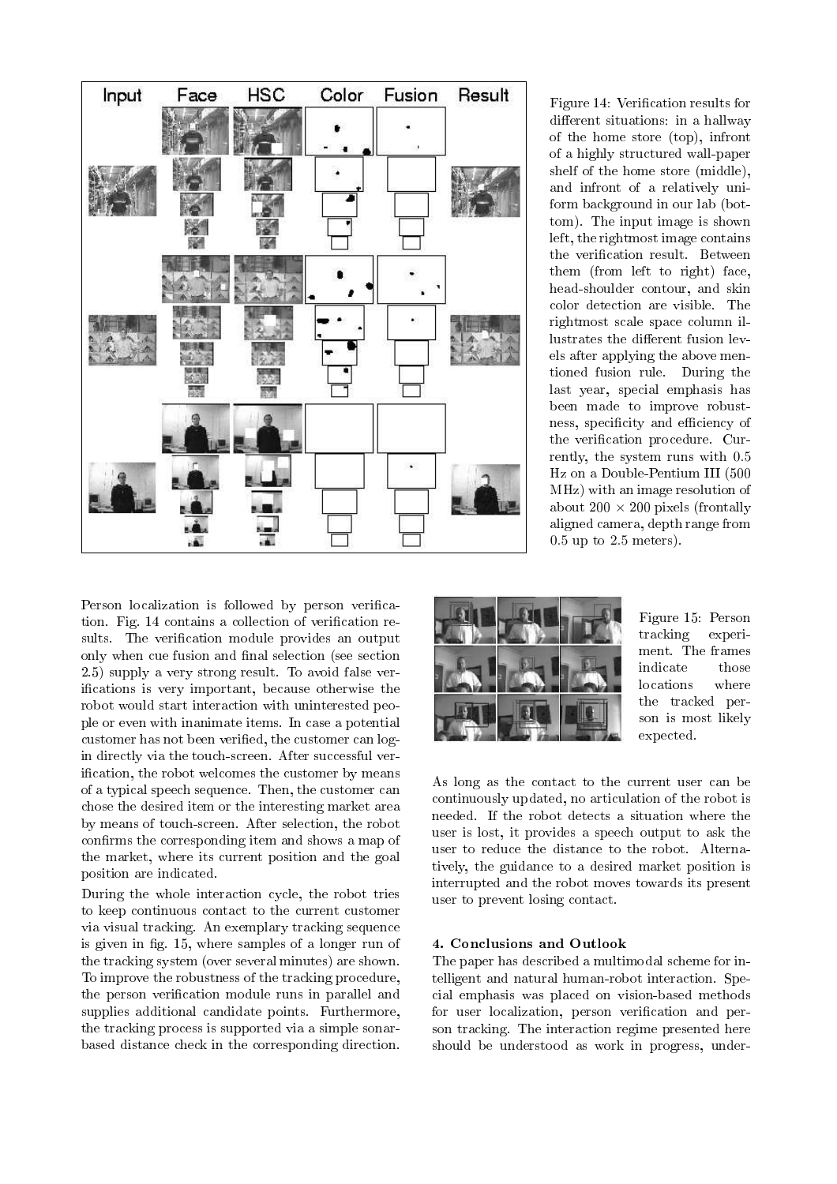Figure 14: Verification results for different situations: in a hallway of the home store (top), infront of a highly structured wall-paper shelf of the home store (middle), and infront of a relatively uniform background in our lab (bottom). The input image is shown left, the rightmost image contains the verification result. Between them (from left to right) face, head-shoulder contour, and skin color detection are visible. The rightmost scale space column illustrates the different fusion levels after applying the above mentioned fusion rule. During the last year, special emphasis has been made to improve robustness, specificity and efficiency of the verification procedure. Currently, the system runs with 0.5 Hz on a Double-Pentium III (500 MHz) with an image resolution of about $200 \times 200$ pixels (frontally aligned camera, depth range from 0.5 up to 2.5 meters).

Person localization is followed by person verification. Fig. 14 contains a collection of verification results. The verification module provides an output only when cue fusion and final selection (see section 2.5) supply a very strong result. To avoid false verifications is very important, because otherwise the robot would start interaction with uninterested people or even with inanimate items. In case a potential customer has not been verified, the customer can login directly via the touch-screen. After successful verification, the robot welcomes the customer by means of a typical speech sequence. Then, the customer can chose the desired item or the interesting market area by means of touch-screen. After selection, the robot confirms the corresponding item and shows a map of the market, where its current position and the goal position are indicated.

During the whole interaction cycle, the robot tries to keep continuous contact to the current customer via visual tracking. An exemplary tracking sequence is given in fig. 15, where samples of a longer run of the tracking system (over several minutes) are shown. To improve the robustness of the tracking procedure, the person verification module runs in parallel and supplies additional candidate points. Furthermore, the tracking process is supported via a simple sonar-based distance check in the corresponding direction.

Figure 15: Person tracking experiment. The frames indicate those locations where the tracked person is most likely expected.

As long as the contact to the current user can be continuously updated, no articulation of the robot is needed. If the robot detects a situation where the user is lost, it provides a speech output to ask the user to reduce the distance to the robot. Alternatively, the guidance to a desired market position is interrupted and the robot moves towards its present user to prevent losing contact.

## 4. Conclusions and Outlook

The paper has described a multimodal scheme for intelligent and natural human-robot interaction. Special emphasis was placed on vision-based methods for user localization, person verification and person tracking. The interaction regime presented here should be understood as work in progress, under-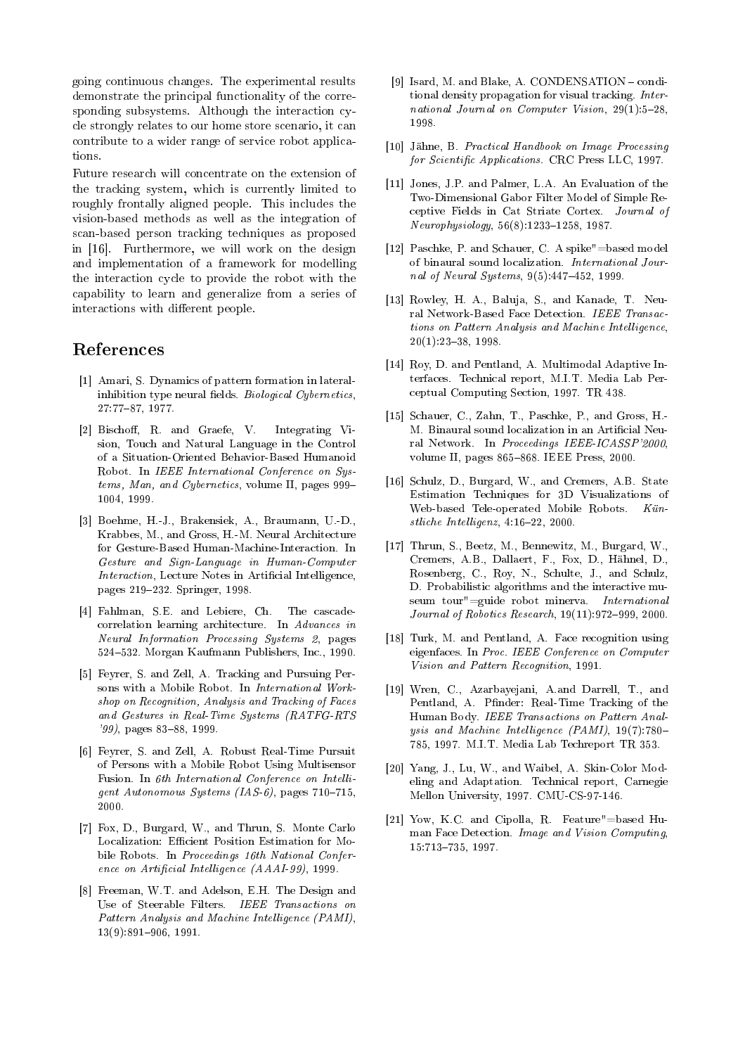going continuous changes. The experimental results demonstrate the principal functionality of the corresponding subsystems. Although the interaction cycle strongly relates to our home store scenario, it can contribute to a wider range of service robot applications.

Future research will concentrate on the extension of the tracking system, which is currently limited to roughly frontally aligned people. This includes the vision-based methods as well as the integration of scan-based person tracking techniques as proposed in [16]. Furthermore, we will work on the design and implementation of a framework for modelling the interaction cycle to provide the robot with the capability to learn and generalize from a series of interactions with different people.

## References

[1] Amari, S. Dynamics of pattern formation in lateral-inhibition type neural fields. *Biological Cybernetics*, 27:77–87, 1977.

[2] Bischoff, R. and Graefe, V. Integrating Vision, Touch and Natural Language in the Control of a Situation-Oriented Behavior-Based Humanoid Robot. In *IEEE International Conference on Systems, Man, and Cybernetics*, volume II, pages 999–1004, 1999.

[3] Boehme, H.-J., Brakensiek, A., Braumann, U.-D., Krabbes, M., and Gross, H.-M. Neural Architecture for Gesture-Based Human-Machine-Interaction. In *Gesture and Sign-Language in Human-Computer Interaction*, Lecture Notes in Artificial Intelligence, pages 219–232. Springer, 1998.

[4] Fahlman, S.E. and Lebiere, Ch. The cascade-correlation learning architecture. In *Advances in Neural Information Processing Systems 2*, pages 524–532. Morgan Kaufmann Publishers, Inc., 1990.

[5] Feyrer, S. and Zell, A. Tracking and Pursuing Persons with a Mobile Robot. In *International Workshop on Recognition, Analysis and Tracking of Faces and Gestures in Real-Time Systems (RATFG-RTS '99)*, pages 83–88, 1999.

[6] Feyrer, S. and Zell, A. Robust Real-Time Pursuit of Persons with a Mobile Robot Using Multisensor Fusion. In *6th International Conference on Intelligent Autonomous Systems (IAS-6)*, pages 710–715, 2000.

[7] Fox, D., Burgard, W., and Thrun, S. Monte Carlo Localization: Efficient Position Estimation for Mobile Robots. In *Proceedings 16th National Conference on Artificial Intelligence (AAAI-99)*, 1999.

[8] Freeman, W.T. and Adelson, E.H. The Design and Use of Steerable Filters. *IEEE Transactions on Pattern Analysis and Machine Intelligence (PAMI)*, 13(9):891–906, 1991.

[9] Isard, M. and Blake, A. CONDENSATION – conditional density propagation for visual tracking. *International Journal on Computer Vision*, 29(1):5–28, 1998.

[10] Jähne, B. *Practical Handbook on Image Processing for Scientific Applications*. CRC Press LLC, 1997.

[11] Jones, J.P. and Palmer, L.A. An Evaluation of the Two-Dimensional Gabor Filter Model of Simple Receptive Fields in Cat Striate Cortex. *Journal of Neurophysiology*, 56(8):1233–1258, 1987.

[12] Paschke, P. and Schauer, C. A spike"=based model of binaural sound localization. *International Journal of Neural Systems*, 9(5):447–452, 1999.

[13] Rowley, H. A., Baluja, S., and Kanade, T. Neural Network-Based Face Detection. *IEEE Transactions on Pattern Analysis and Machine Intelligence*, 20(1):23–38, 1998.

[14] Roy, D. and Pentland, A. Multimodal Adaptive Interfaces. Technical report, M.I.T. Media Lab Perceptual Computing Section, 1997. TR 438.

[15] Schauer, C., Zahn, T., Paschke, P., and Gross, H.-M. Binaural sound localization in an Artificial Neural Network. In *Proceedings IEEE-ICASSP'2000*, volume II, pages 865–868. IEEE Press, 2000.

[16] Schulz, D., Burgard, W., and Cremers, A.B. State Estimation Techniques for 3D Visualizations of Web-based Tele-operated Mobile Robots. *Künstliche Intelligenz*, 4:16–22, 2000.

[17] Thrun, S., Beetz, M., Bennewitz, M., Burgard, W., Cremers, A.B., Dallaert, F., Fox, D., Hähnel, D., Rosenberg, C., Roy, N., Schulte, J., and Schulz, D. Probabilistic algorithms and the interactive museum tour"=guide robot minerva. *International Journal of Robotics Research*, 19(11):972–999, 2000.

[18] Turk, M. and Pentland, A. Face recognition using eigenfaces. In *Proc. IEEE Conference on Computer Vision and Pattern Recognition*, 1991.

[19] Wren, C., Azarbayejani, A.and Darrell, T., and Pentland, A. Pfinder: Real-Time Tracking of the Human Body. *IEEE Transactions on Pattern Analysis and Machine Intelligence (PAMI)*, 19(7):780–785, 1997. M.I.T. Media Lab Techreport TR 353.

[20] Yang, J., Lu, W., and Waibel, A. Skin-Color Modeling and Adaptation. Technical report, Carnegie Mellon University, 1997. CMU-CS-97-146.

[21] Yow, K.C. and Cipolla, R. Feature"=based Human Face Detection. *Image and Vision Computing*, 15:713–735, 1997.